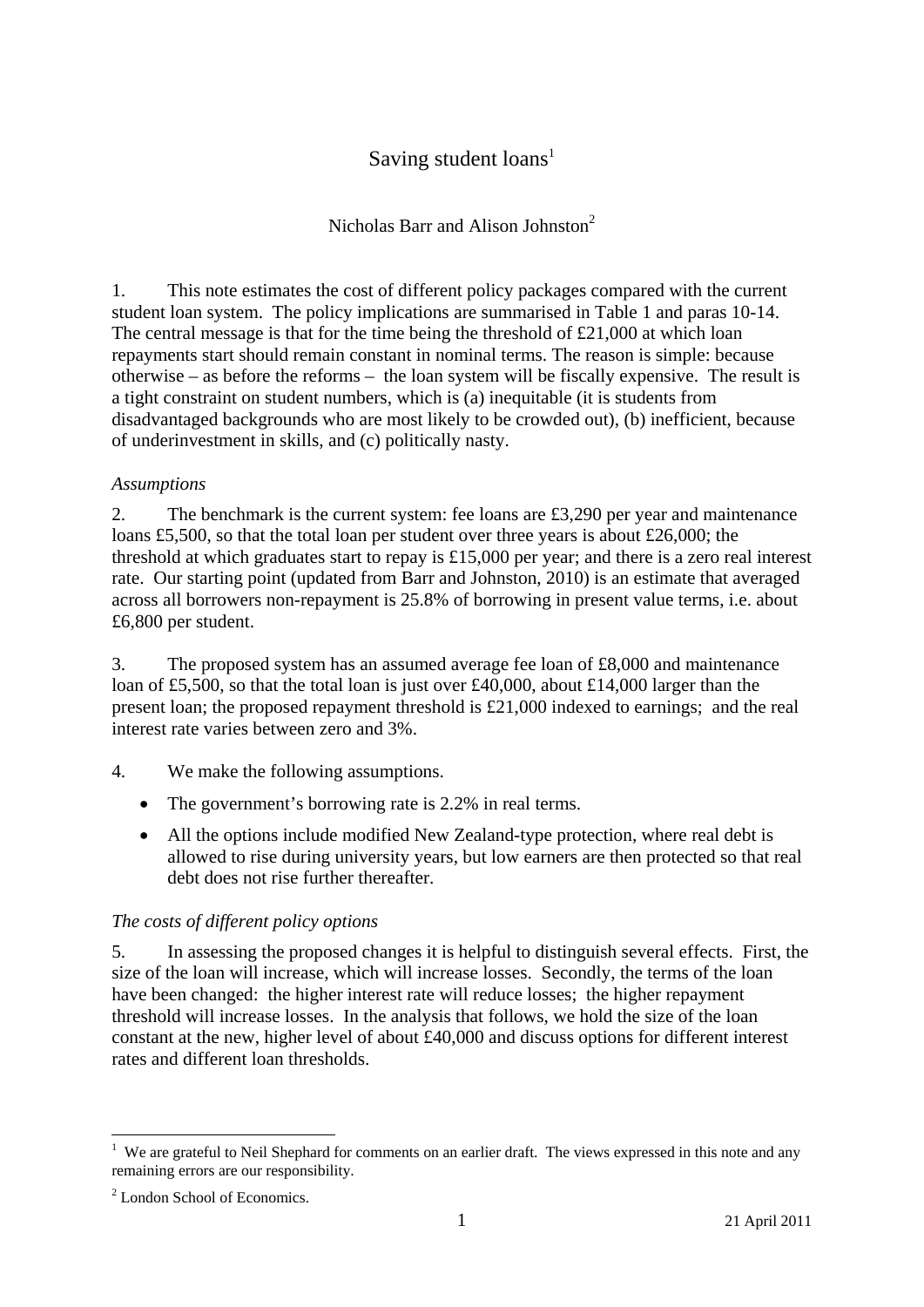# Saving student loans[1]

Nicholas Barr and Alison Johnston[2]

1. This note estimates the cost of different policy packages compared with the current student loan system. The policy implications are summarised in Table 1 and paras 10-14. The central message is that for the time being the threshold of £21,000 at which loan repayments start should remain constant in nominal terms. The reason is simple: because otherwise – as before the reforms – the loan system will be fiscally expensive. The result is a tight constraint on student numbers, which is (a) inequitable (it is students from disadvantaged backgrounds who are most likely to be crowded out), (b) inefficient, because of underinvestment in skills, and (c) politically nasty.

*Assumptions*

2. The benchmark is the current system: fee loans are £3,290 per year and maintenance loans £5,500, so that the total loan per student over three years is about £26,000; the threshold at which graduates start to repay is £15,000 per year; and there is a zero real interest rate. Our starting point (updated from Barr and Johnston, 2010) is an estimate that averaged across all borrowers non-repayment is 25.8% of borrowing in present value terms, i.e. about £6,800 per student.

3. The proposed system has an assumed average fee loan of £8,000 and maintenance loan of £5,500, so that the total loan is just over £40,000, about £14,000 larger than the present loan; the proposed repayment threshold is £21,000 indexed to earnings; and the real interest rate varies between zero and 3%.

4. We make the following assumptions.

- The government's borrowing rate is 2.2% in real terms.
- All the options include modified New Zealand-type protection, where real debt is allowed to rise during university years, but low earners are then protected so that real debt does not rise further thereafter.

*The costs of different policy options*

5. In assessing the proposed changes it is helpful to distinguish several effects. First, the size of the loan will increase, which will increase losses. Secondly, the terms of the loan have been changed: the higher interest rate will reduce losses; the higher repayment threshold will increase losses. In the analysis that follows, we hold the size of the loan constant at the new, higher level of about £40,000 and discuss options for different interest rates and different loan thresholds.

---

[1] We are grateful to Neil Shephard for comments on an earlier draft. The views expressed in this note and any remaining errors are our responsibility.

[2] London School of Economics.

21 April 2011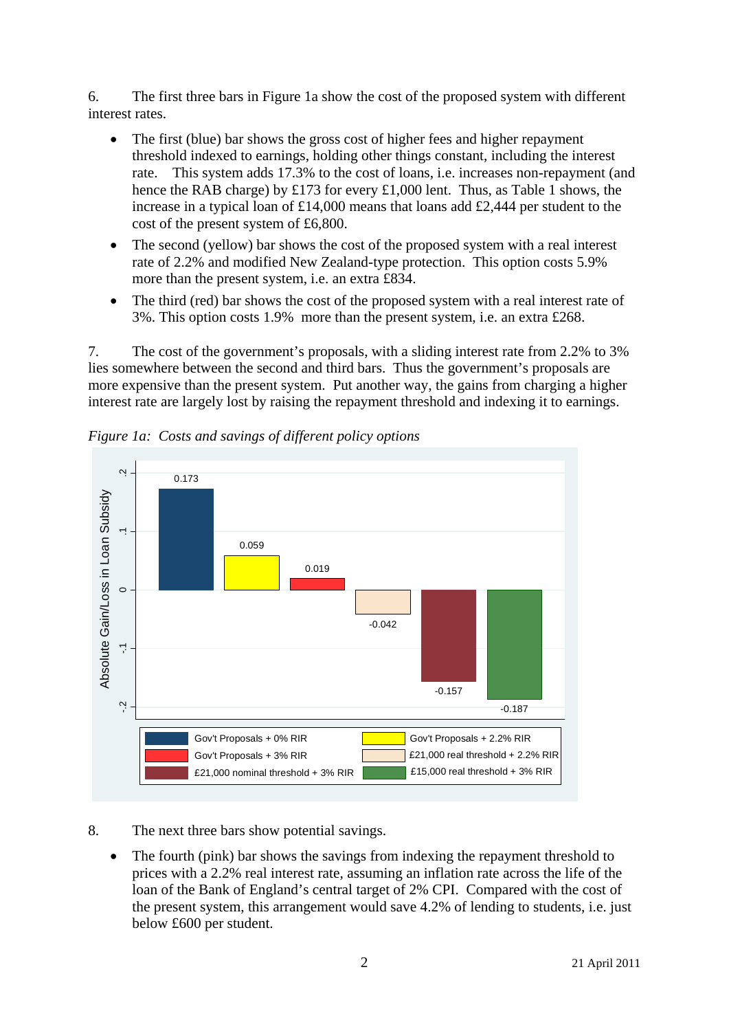6. The first three bars in Figure 1a show the cost of the proposed system with different interest rates.

- The first (blue) bar shows the gross cost of higher fees and higher repayment threshold indexed to earnings, holding other things constant, including the interest rate. This system adds 17.3% to the cost of loans, i.e. increases non-repayment (and hence the RAB charge) by £173 for every £1,000 lent. Thus, as Table 1 shows, the increase in a typical loan of £14,000 means that loans add £2,444 per student to the cost of the present system of £6,800.
- The second (yellow) bar shows the cost of the proposed system with a real interest rate of 2.2% and modified New Zealand-type protection. This option costs 5.9% more than the present system, i.e. an extra £834.
- The third (red) bar shows the cost of the proposed system with a real interest rate of 3%. This option costs 1.9% more than the present system, i.e. an extra £268.

7. The cost of the government's proposals, with a sliding interest rate from 2.2% to 3% lies somewhere between the second and third bars. Thus the government's proposals are more expensive than the present system. Put another way, the gains from charging a higher interest rate are largely lost by raising the repayment threshold and indexing it to earnings.

*Figure 1a: Costs and savings of different policy options*

| Option | Absolute Gain/Loss in Loan Subsidy |
| --- | --- |
| Gov't Proposals + 0% RIR | 0.173 |
| Gov't Proposals + 2.2% RIR | 0.059 |
| Gov't Proposals + 3% RIR | 0.019 |
| £21,000 real threshold + 2.2% RIR | -0.042 |
| £21,000 nominal threshold + 3% RIR | -0.157 |
| £15,000 real threshold + 3% RIR | -0.187 |

8. The next three bars show potential savings.

- The fourth (pink) bar shows the savings from indexing the repayment threshold to prices with a 2.2% real interest rate, assuming an inflation rate across the life of the loan of the Bank of England's central target of 2% CPI. Compared with the cost of the present system, this arrangement would save 4.2% of lending to students, i.e. just below £600 per student.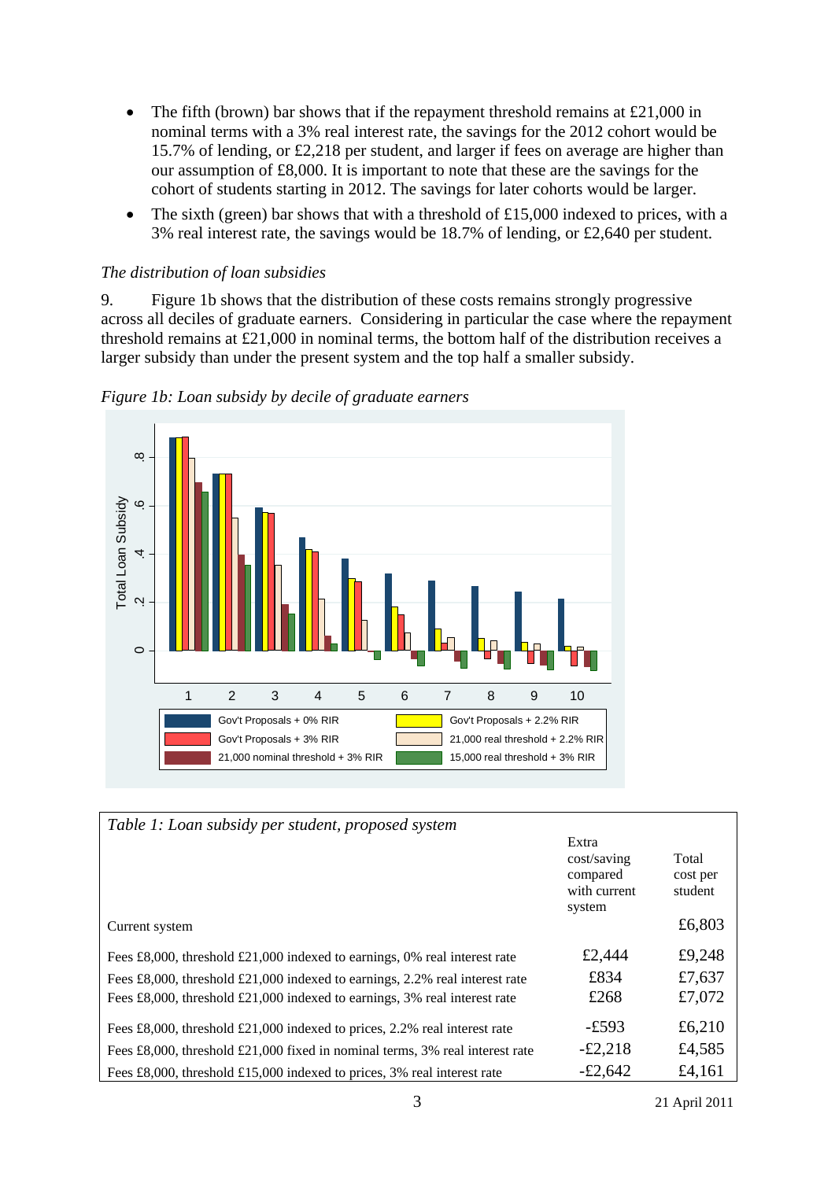- The fifth (brown) bar shows that if the repayment threshold remains at £21,000 in nominal terms with a 3% real interest rate, the savings for the 2012 cohort would be 15.7% of lending, or £2,218 per student, and larger if fees on average are higher than our assumption of £8,000. It is important to note that these are the savings for the cohort of students starting in 2012. The savings for later cohorts would be larger.
- The sixth (green) bar shows that with a threshold of £15,000 indexed to prices, with a 3% real interest rate, the savings would be 18.7% of lending, or £2,640 per student.

*The distribution of loan subsidies*

9. Figure 1b shows that the distribution of these costs remains strongly progressive across all deciles of graduate earners. Considering in particular the case where the repayment threshold remains at £21,000 in nominal terms, the bottom half of the distribution receives a larger subsidy than under the present system and the top half a smaller subsidy.

*Figure 1b: Loan subsidy by decile of graduate earners*

| Table 1: Loan subsidy per student, proposed system | Extra cost/saving compared with current system | Total cost per student |
|---|---|---|
| Current system | | £6,803 |
| Fees £8,000, threshold £21,000 indexed to earnings, 0% real interest rate | £2,444 | £9,248 |
| Fees £8,000, threshold £21,000 indexed to earnings, 2.2% real interest rate | £834 | £7,637 |
| Fees £8,000, threshold £21,000 indexed to earnings, 3% real interest rate | £268 | £7,072 |
| Fees £8,000, threshold £21,000 indexed to prices, 2.2% real interest rate | -£593 | £6,210 |
| Fees £8,000, threshold £21,000 fixed in nominal terms, 3% real interest rate | -£2,218 | £4,585 |
| Fees £8,000, threshold £15,000 indexed to prices, 3% real interest rate | -£2,642 | £4,161 |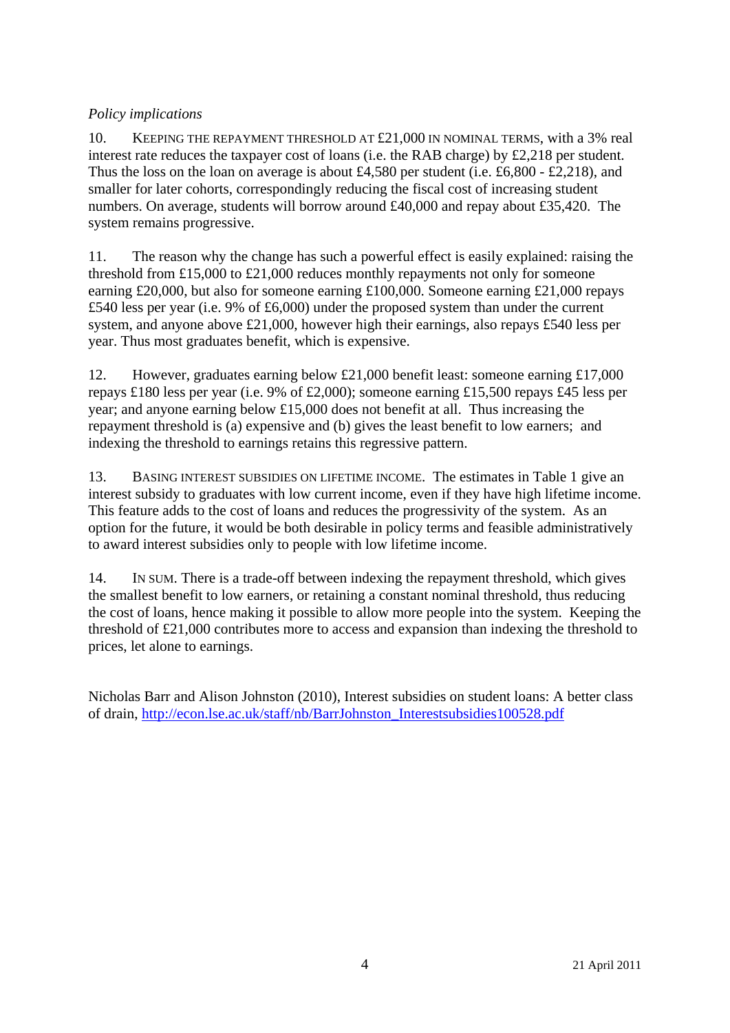*Policy implications*

10. KEEPING THE REPAYMENT THRESHOLD AT £21,000 IN NOMINAL TERMS, with a 3% real interest rate reduces the taxpayer cost of loans (i.e. the RAB charge) by £2,218 per student. Thus the loss on the loan on average is about £4,580 per student (i.e. £6,800 - £2,218), and smaller for later cohorts, correspondingly reducing the fiscal cost of increasing student numbers. On average, students will borrow around £40,000 and repay about £35,420. The system remains progressive.

11. The reason why the change has such a powerful effect is easily explained: raising the threshold from £15,000 to £21,000 reduces monthly repayments not only for someone earning £20,000, but also for someone earning £100,000. Someone earning £21,000 repays £540 less per year (i.e. 9% of £6,000) under the proposed system than under the current system, and anyone above £21,000, however high their earnings, also repays £540 less per year. Thus most graduates benefit, which is expensive.

12. However, graduates earning below £21,000 benefit least: someone earning £17,000 repays £180 less per year (i.e. 9% of £2,000); someone earning £15,500 repays £45 less per year; and anyone earning below £15,000 does not benefit at all. Thus increasing the repayment threshold is (a) expensive and (b) gives the least benefit to low earners; and indexing the threshold to earnings retains this regressive pattern.

13. BASING INTEREST SUBSIDIES ON LIFETIME INCOME. The estimates in Table 1 give an interest subsidy to graduates with low current income, even if they have high lifetime income. This feature adds to the cost of loans and reduces the progressivity of the system. As an option for the future, it would be both desirable in policy terms and feasible administratively to award interest subsidies only to people with low lifetime income.

14. IN SUM. There is a trade-off between indexing the repayment threshold, which gives the smallest benefit to low earners, or retaining a constant nominal threshold, thus reducing the cost of loans, hence making it possible to allow more people into the system. Keeping the threshold of £21,000 contributes more to access and expansion than indexing the threshold to prices, let alone to earnings.

Nicholas Barr and Alison Johnston (2010), Interest subsidies on student loans: A better class of drain, http://econ.lse.ac.uk/staff/nb/BarrJohnston_Interestsubsidies100528.pdf